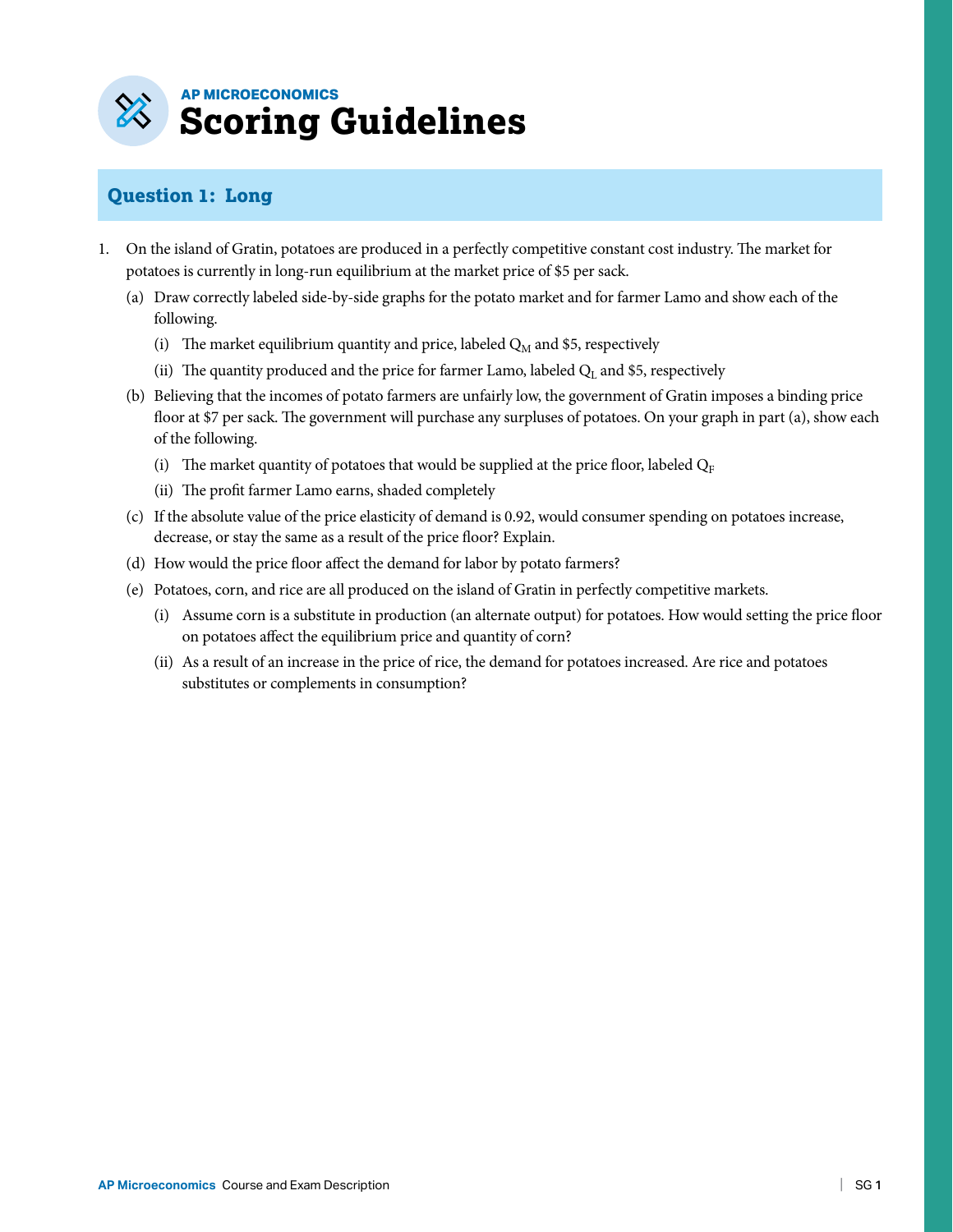AP MICROECONOMICS

# Scoring Guidelines

## Question 1: Long

1. On the island of Gratin, potatoes are produced in a perfectly competitive constant cost industry. The market for potatoes is currently in long-run equilibrium at the market price of $5 per sack.

   (a) Draw correctly labeled side-by-side graphs for the potato market and for farmer Lamo and show each of the following.

      (i) The market equilibrium quantity and price, labeled $Q_M$ and $5, respectively

      (ii) The quantity produced and the price for farmer Lamo, labeled $Q_L$ and $5, respectively

   (b) Believing that the incomes of potato farmers are unfairly low, the government of Gratin imposes a binding price floor at $7 per sack. The government will purchase any surpluses of potatoes. On your graph in part (a), show each of the following.

      (i) The market quantity of potatoes that would be supplied at the price floor, labeled $Q_F$

      (ii) The profit farmer Lamo earns, shaded completely

   (c) If the absolute value of the price elasticity of demand is 0.92, would consumer spending on potatoes increase, decrease, or stay the same as a result of the price floor? Explain.

   (d) How would the price floor affect the demand for labor by potato farmers?

   (e) Potatoes, corn, and rice are all produced on the island of Gratin in perfectly competitive markets.

      (i) Assume corn is a substitute in production (an alternate output) for potatoes. How would setting the price floor on potatoes affect the equilibrium price and quantity of corn?

      (ii) As a result of an increase in the price of rice, the demand for potatoes increased. Are rice and potatoes substitutes or complements in consumption?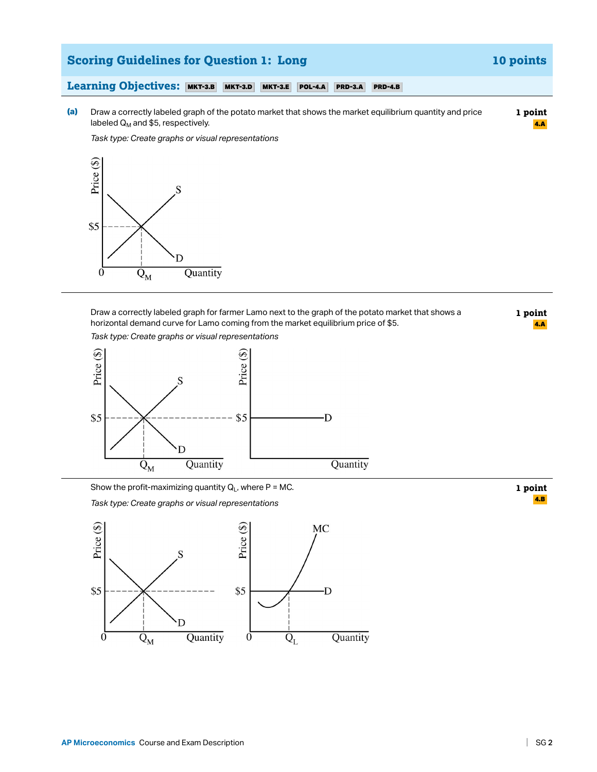## Scoring Guidelines for Question 1: Long — 10 points

**Learning Objectives:** MKT-3.B MKT-3.D MKT-3.E POL-4.A PRD-3.A PRD-4.B

**(a)** Draw a correctly labeled graph of the potato market that shows the market equilibrium quantity and price labeled $Q_M$ and $5, respectively. — **1 point** (4.A)

*Task type: Create graphs or visual representations*

Draw a correctly labeled graph for farmer Lamo next to the graph of the potato market that shows a horizontal demand curve for Lamo coming from the market equilibrium price of $5. — **1 point** (4.A)

*Task type: Create graphs or visual representations*

Show the profit-maximizing quantity $Q_L$, where P = MC. — **1 point** (4.B)

*Task type: Create graphs or visual representations*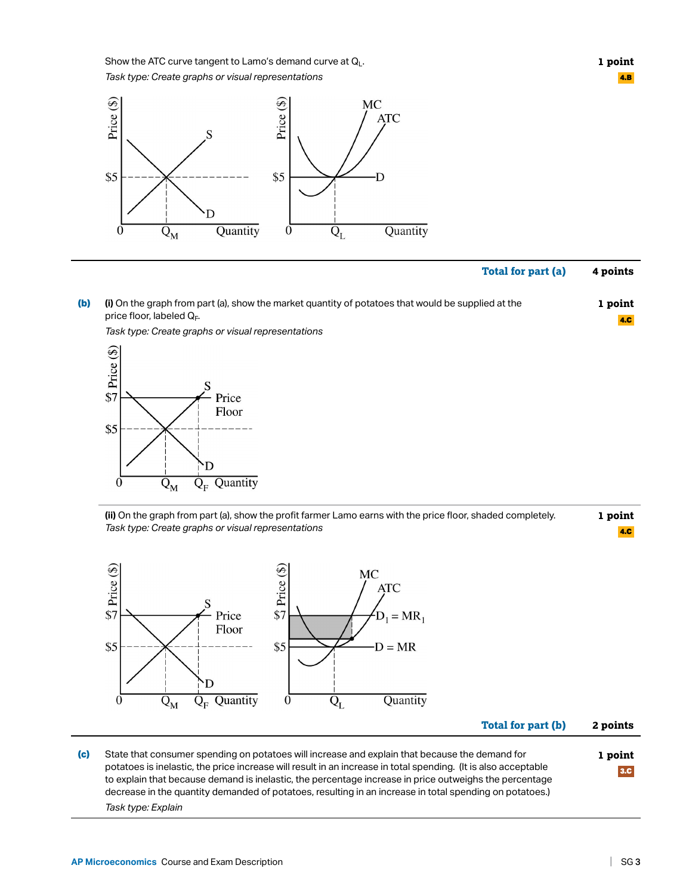Show the ATC curve tangent to Lamo's demand curve at $Q_L$.

*Task type: Create graphs or visual representations*

**1 point**

4.B

**Total for part (a)** **4 points**

**(b)** **(i)** On the graph from part (a), show the market quantity of potatoes that would be supplied at the price floor, labeled $Q_F$.

*Task type: Create graphs or visual representations*

**1 point**

4.C

**(ii)** On the graph from part (a), show the profit farmer Lamo earns with the price floor, shaded completely.

*Task type: Create graphs or visual representations*

**1 point**

4.C

**Total for part (b)** **2 points**

**(c)** State that consumer spending on potatoes will increase and explain that because the demand for potatoes is inelastic, the price increase will result in an increase in total spending. (It is also acceptable to explain that because demand is inelastic, the percentage increase in price outweighs the percentage decrease in the quantity demanded of potatoes, resulting in an increase in total spending on potatoes.)

*Task type: Explain*

**1 point**

3.C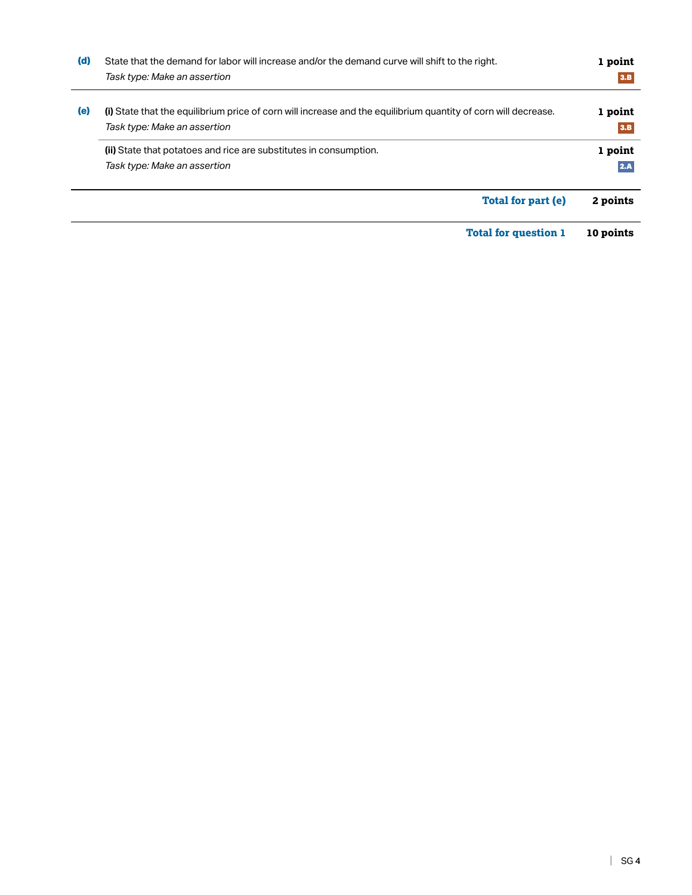| | | |
|---|---|---|
| **(d)** | State that the demand for labor will increase and/or the demand curve will shift to the right.<br>*Task type: Make an assertion* | **1 point**<br>3.B |
| **(e)** | **(i)** State that the equilibrium price of corn will increase and the equilibrium quantity of corn will decrease.<br>*Task type: Make an assertion* | **1 point**<br>3.B |
| | **(ii)** State that potatoes and rice are substitutes in consumption.<br>*Task type: Make an assertion* | **1 point**<br>2.A |
| | **Total for part (e)** | **2 points** |
| | **Total for question 1** | **10 points** |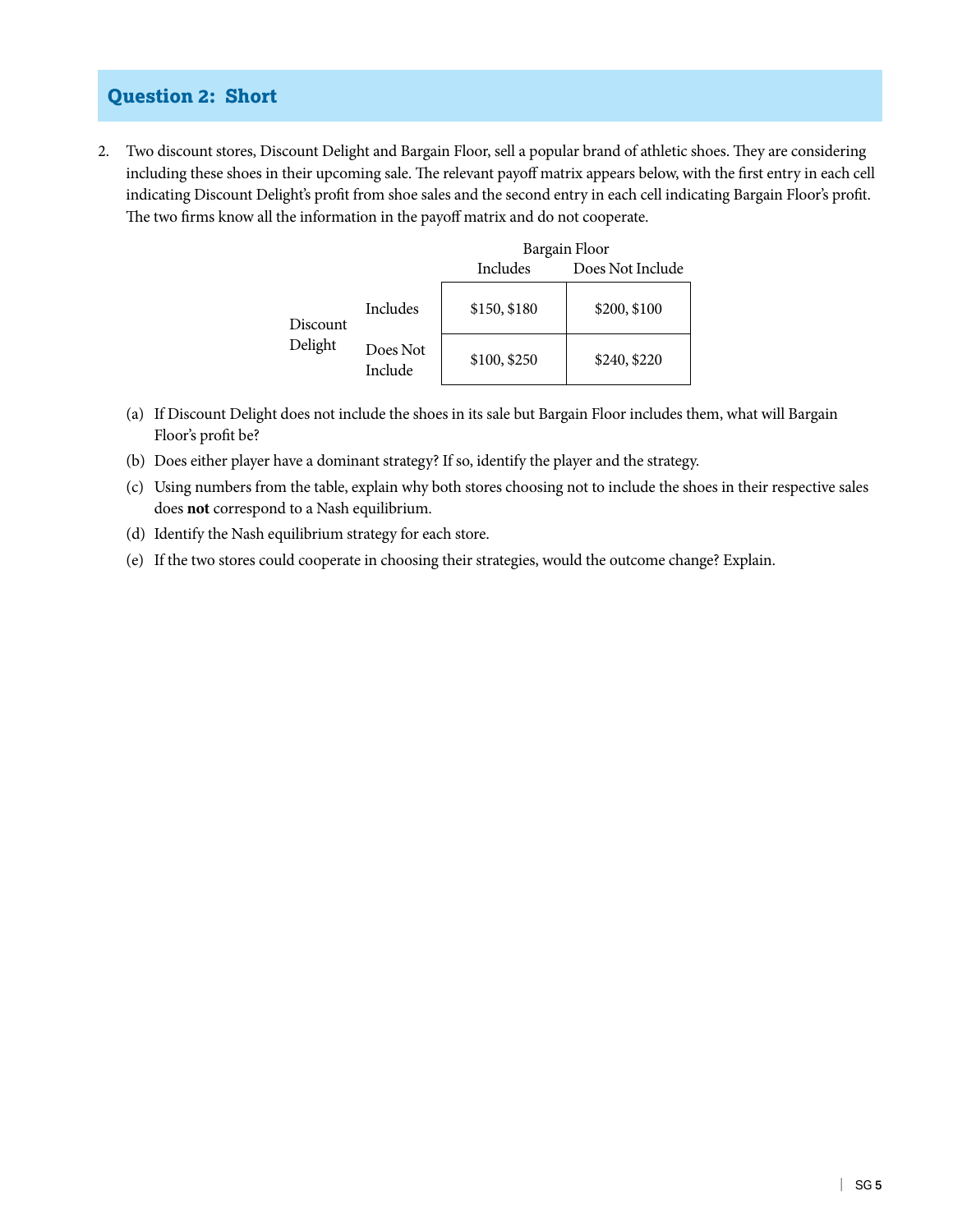## Question 2: Short

2. Two discount stores, Discount Delight and Bargain Floor, sell a popular brand of athletic shoes. They are considering including these shoes in their upcoming sale. The relevant payoff matrix appears below, with the first entry in each cell indicating Discount Delight's profit from shoe sales and the second entry in each cell indicating Bargain Floor's profit. The two firms know all the information in the payoff matrix and do not cooperate.

| | | Bargain Floor | |
|---|---|---|---|
| | | Includes | Does Not Include |
| Discount Delight | Includes | $150, $180 | $200, $100 |
| | Does Not Include | $100, $250 | $240, $220 |

(a) If Discount Delight does not include the shoes in its sale but Bargain Floor includes them, what will Bargain Floor's profit be?

(b) Does either player have a dominant strategy? If so, identify the player and the strategy.

(c) Using numbers from the table, explain why both stores choosing not to include the shoes in their respective sales does **not** correspond to a Nash equilibrium.

(d) Identify the Nash equilibrium strategy for each store.

(e) If the two stores could cooperate in choosing their strategies, would the outcome change? Explain.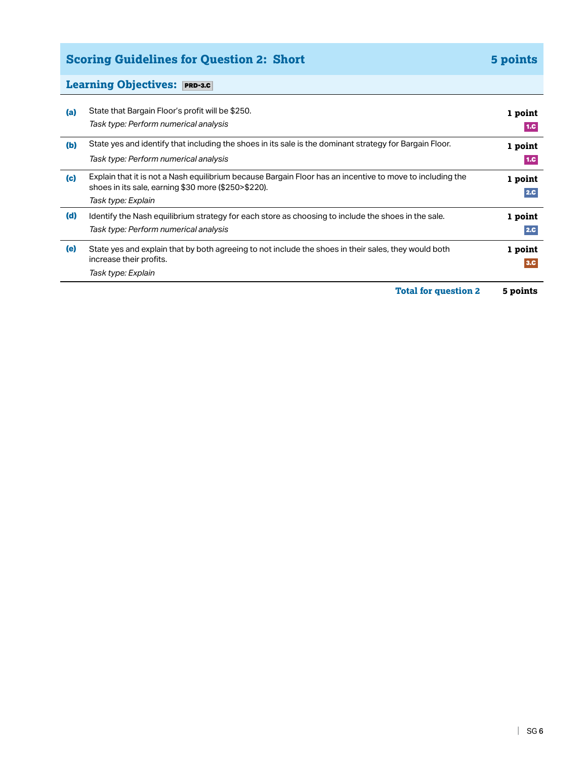## Scoring Guidelines for Question 2: Short — 5 points

### Learning Objectives: PRD-3.C

| | | |
|---|---|---|
| **(a)** | State that Bargain Floor's profit will be $250.<br>*Task type: Perform numerical analysis* | **1 point**<br>1.C |
| **(b)** | State yes and identify that including the shoes in its sale is the dominant strategy for Bargain Floor.<br>*Task type: Perform numerical analysis* | **1 point**<br>1.C |
| **(c)** | Explain that it is not a Nash equilibrium because Bargain Floor has an incentive to move to including the shoes in its sale, earning $30 more ($250>$220).<br>*Task type: Explain* | **1 point**<br>2.C |
| **(d)** | Identify the Nash equilibrium strategy for each store as choosing to include the shoes in the sale.<br>*Task type: Perform numerical analysis* | **1 point**<br>2.C |
| **(e)** | State yes and explain that by both agreeing to not include the shoes in their sales, they would both increase their profits.<br>*Task type: Explain* | **1 point**<br>3.C |

**Total for question 2 — 5 points**